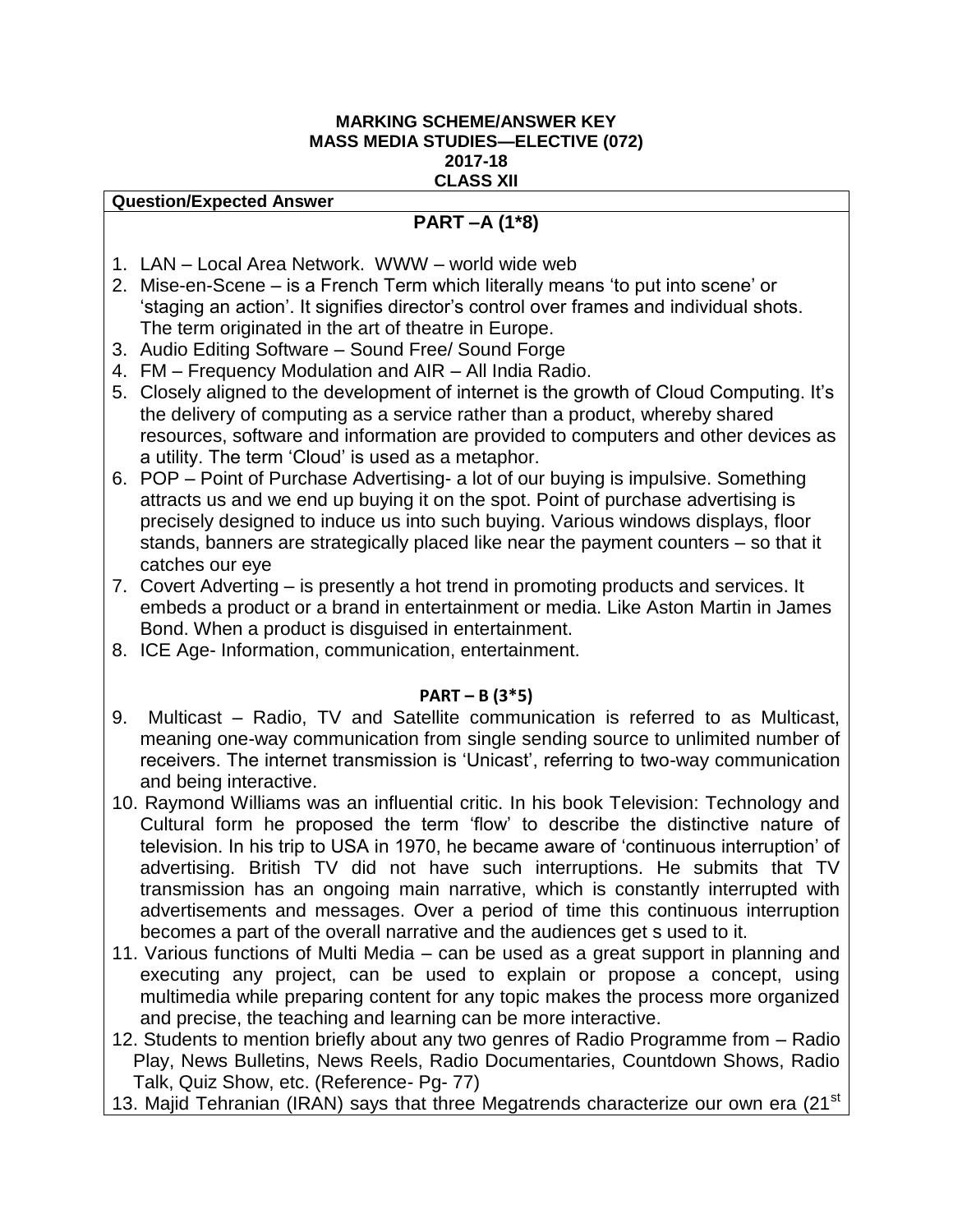**MARKING SCHEME/ANSWER KEY**
**MASS MEDIA STUDIES—ELECTIVE (072)**
**2017-18**
**CLASS XII**

**Question/Expected Answer**

## PART –A (1*8)

1. LAN – Local Area Network. WWW – world wide web
2. Mise-en-Scene – is a French Term which literally means 'to put into scene' or 'staging an action'. It signifies director's control over frames and individual shots. The term originated in the art of theatre in Europe.
3. Audio Editing Software – Sound Free/ Sound Forge
4. FM – Frequency Modulation and AIR – All India Radio.
5. Closely aligned to the development of internet is the growth of Cloud Computing. It's the delivery of computing as a service rather than a product, whereby shared resources, software and information are provided to computers and other devices as a utility. The term 'Cloud' is used as a metaphor.
6. POP – Point of Purchase Advertising- a lot of our buying is impulsive. Something attracts us and we end up buying it on the spot. Point of purchase advertising is precisely designed to induce us into such buying. Various windows displays, floor stands, banners are strategically placed like near the payment counters – so that it catches our eye
7. Covert Adverting – is presently a hot trend in promoting products and services. It embeds a product or a brand in entertainment or media. Like Aston Martin in James Bond. When a product is disguised in entertainment.
8. ICE Age- Information, communication, entertainment.

## PART – B (3*5)

9. Multicast – Radio, TV and Satellite communication is referred to as Multicast, meaning one-way communication from single sending source to unlimited number of receivers. The internet transmission is 'Unicast', referring to two-way communication and being interactive.
10. Raymond Williams was an influential critic. In his book Television: Technology and Cultural form he proposed the term 'flow' to describe the distinctive nature of television. In his trip to USA in 1970, he became aware of 'continuous interruption' of advertising. British TV did not have such interruptions. He submits that TV transmission has an ongoing main narrative, which is constantly interrupted with advertisements and messages. Over a period of time this continuous interruption becomes a part of the overall narrative and the audiences get s used to it.
11. Various functions of Multi Media – can be used as a great support in planning and executing any project, can be used to explain or propose a concept, using multimedia while preparing content for any topic makes the process more organized and precise, the teaching and learning can be more interactive.
12. Students to mention briefly about any two genres of Radio Programme from – Radio Play, News Bulletins, News Reels, Radio Documentaries, Countdown Shows, Radio Talk, Quiz Show, etc. (Reference- Pg- 77)
13. Majid Tehranian (IRAN) says that three Megatrends characterize our own era (21st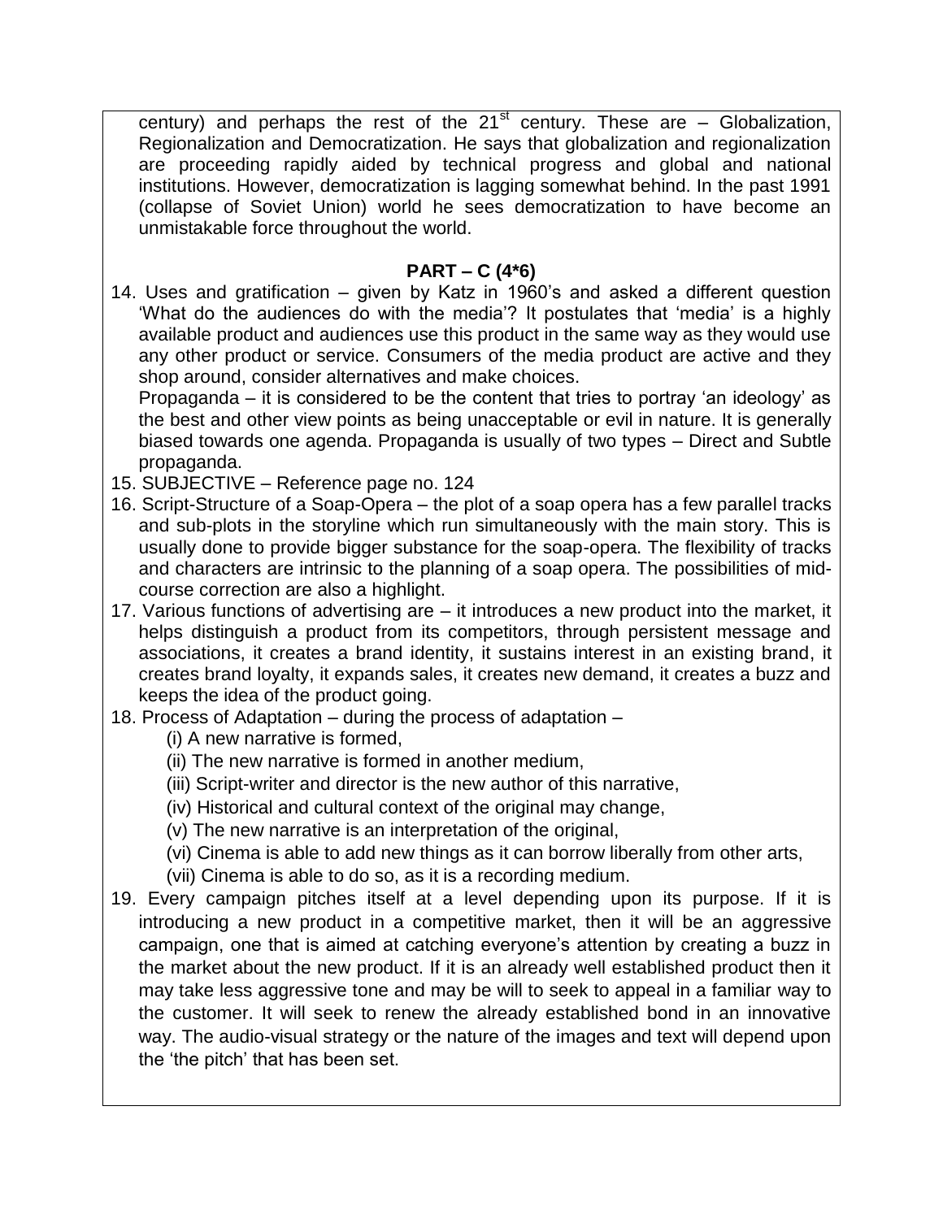century) and perhaps the rest of the 21st century. These are – Globalization, Regionalization and Democratization. He says that globalization and regionalization are proceeding rapidly aided by technical progress and global and national institutions. However, democratization is lagging somewhat behind. In the past 1991 (collapse of Soviet Union) world he sees democratization to have become an unmistakable force throughout the world.

## PART – C (4*6)

14. Uses and gratification – given by Katz in 1960's and asked a different question 'What do the audiences do with the media'? It postulates that 'media' is a highly available product and audiences use this product in the same way as they would use any other product or service. Consumers of the media product are active and they shop around, consider alternatives and make choices.

    Propaganda – it is considered to be the content that tries to portray 'an ideology' as the best and other view points as being unacceptable or evil in nature. It is generally biased towards one agenda. Propaganda is usually of two types – Direct and Subtle propaganda.

15. SUBJECTIVE – Reference page no. 124
16. Script-Structure of a Soap-Opera – the plot of a soap opera has a few parallel tracks and sub-plots in the storyline which run simultaneously with the main story. This is usually done to provide bigger substance for the soap-opera. The flexibility of tracks and characters are intrinsic to the planning of a soap opera. The possibilities of mid-course correction are also a highlight.
17. Various functions of advertising are – it introduces a new product into the market, it helps distinguish a product from its competitors, through persistent message and associations, it creates a brand identity, it sustains interest in an existing brand, it creates brand loyalty, it expands sales, it creates new demand, it creates a buzz and keeps the idea of the product going.
18. Process of Adaptation – during the process of adaptation –
    (i) A new narrative is formed,
    (ii) The new narrative is formed in another medium,
    (iii) Script-writer and director is the new author of this narrative,
    (iv) Historical and cultural context of the original may change,
    (v) The new narrative is an interpretation of the original,
    (vi) Cinema is able to add new things as it can borrow liberally from other arts,
    (vii) Cinema is able to do so, as it is a recording medium.
19. Every campaign pitches itself at a level depending upon its purpose. If it is introducing a new product in a competitive market, then it will be an aggressive campaign, one that is aimed at catching everyone's attention by creating a buzz in the market about the new product. If it is an already well established product then it may take less aggressive tone and may be will to seek to appeal in a familiar way to the customer. It will seek to renew the already established bond in an innovative way. The audio-visual strategy or the nature of the images and text will depend upon the 'the pitch' that has been set.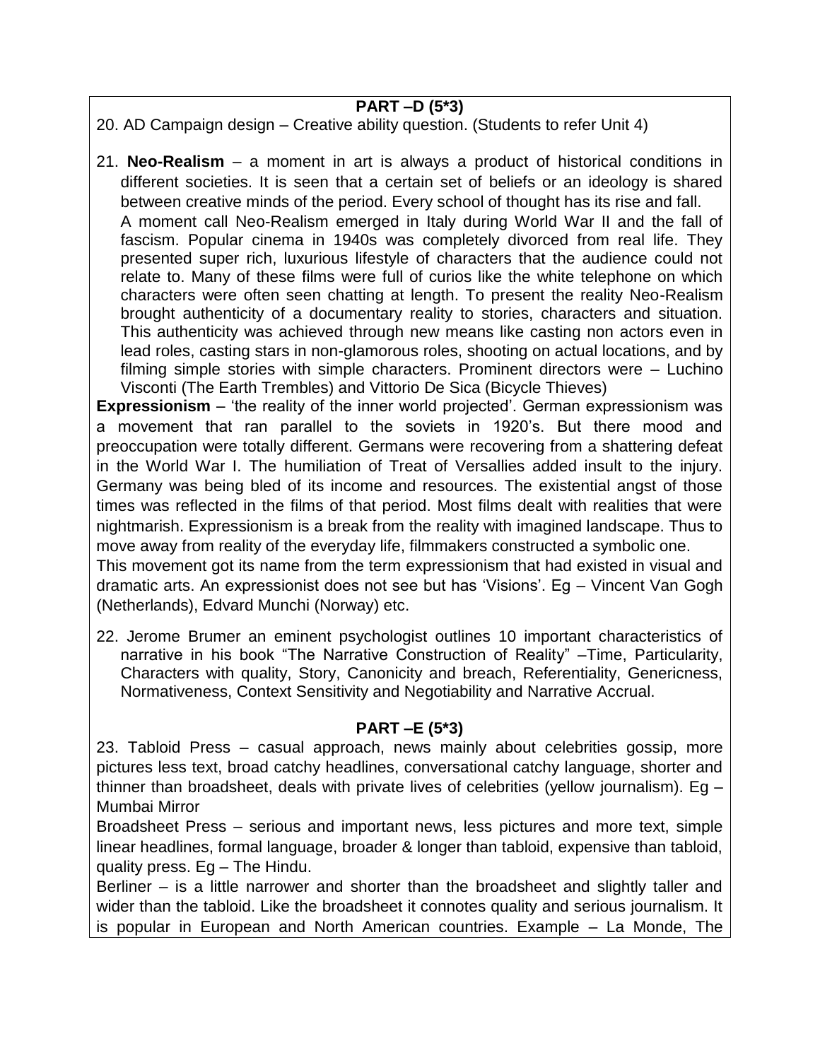**PART –D (5*3)**

20. AD Campaign design – Creative ability question. (Students to refer Unit 4)

21. **Neo-Realism** – a moment in art is always a product of historical conditions in different societies. It is seen that a certain set of beliefs or an ideology is shared between creative minds of the period. Every school of thought has its rise and fall.

    A moment call Neo-Realism emerged in Italy during World War II and the fall of fascism. Popular cinema in 1940s was completely divorced from real life. They presented super rich, luxurious lifestyle of characters that the audience could not relate to. Many of these films were full of curios like the white telephone on which characters were often seen chatting at length. To present the reality Neo-Realism brought authenticity of a documentary reality to stories, characters and situation. This authenticity was achieved through new means like casting non actors even in lead roles, casting stars in non-glamorous roles, shooting on actual locations, and by filming simple stories with simple characters. Prominent directors were – Luchino Visconti (The Earth Trembles) and Vittorio De Sica (Bicycle Thieves)

**Expressionism** – 'the reality of the inner world projected'. German expressionism was a movement that ran parallel to the soviets in 1920's. But there mood and preoccupation were totally different. Germans were recovering from a shattering defeat in the World War I. The humiliation of Treat of Versallies added insult to the injury. Germany was being bled of its income and resources. The existential angst of those times was reflected in the films of that period. Most films dealt with realities that were nightmarish. Expressionism is a break from the reality with imagined landscape. Thus to move away from reality of the everyday life, filmmakers constructed a symbolic one.

This movement got its name from the term expressionism that had existed in visual and dramatic arts. An expressionist does not see but has 'Visions'. Eg – Vincent Van Gogh (Netherlands), Edvard Munchi (Norway) etc.

22. Jerome Brumer an eminent psychologist outlines 10 important characteristics of narrative in his book "The Narrative Construction of Reality" –Time, Particularity, Characters with quality, Story, Canonicity and breach, Referentiality, Genericness, Normativeness, Context Sensitivity and Negotiability and Narrative Accrual.

**PART –E (5*3)**

23. Tabloid Press – casual approach, news mainly about celebrities gossip, more pictures less text, broad catchy headlines, conversational catchy language, shorter and thinner than broadsheet, deals with private lives of celebrities (yellow journalism). Eg – Mumbai Mirror

Broadsheet Press – serious and important news, less pictures and more text, simple linear headlines, formal language, broader & longer than tabloid, expensive than tabloid, quality press. Eg – The Hindu.

Berliner – is a little narrower and shorter than the broadsheet and slightly taller and wider than the tabloid. Like the broadsheet it connotes quality and serious journalism. It is popular in European and North American countries. Example – La Monde, The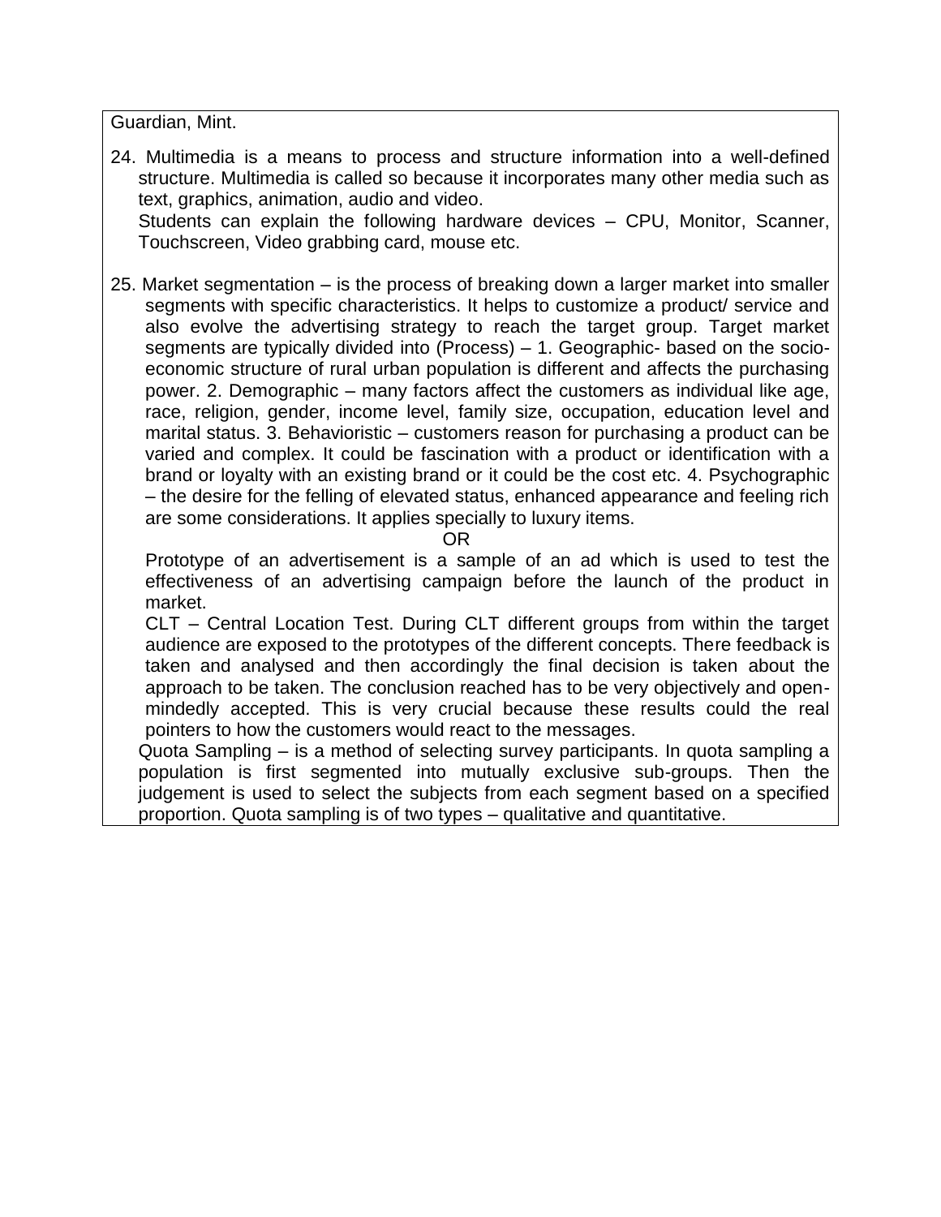Guardian, Mint.

24. Multimedia is a means to process and structure information into a well-defined structure. Multimedia is called so because it incorporates many other media such as text, graphics, animation, audio and video.
    Students can explain the following hardware devices – CPU, Monitor, Scanner, Touchscreen, Video grabbing card, mouse etc.

25. Market segmentation – is the process of breaking down a larger market into smaller segments with specific characteristics. It helps to customize a product/ service and also evolve the advertising strategy to reach the target group. Target market segments are typically divided into (Process) – 1. Geographic- based on the socio-economic structure of rural urban population is different and affects the purchasing power. 2. Demographic – many factors affect the customers as individual like age, race, religion, gender, income level, family size, occupation, education level and marital status. 3. Behavioristic – customers reason for purchasing a product can be varied and complex. It could be fascination with a product or identification with a brand or loyalty with an existing brand or it could be the cost etc. 4. Psychographic – the desire for the felling of elevated status, enhanced appearance and feeling rich are some considerations. It applies specially to luxury items.

    OR

    Prototype of an advertisement is a sample of an ad which is used to test the effectiveness of an advertising campaign before the launch of the product in market.

    CLT – Central Location Test. During CLT different groups from within the target audience are exposed to the prototypes of the different concepts. There feedback is taken and analysed and then accordingly the final decision is taken about the approach to be taken. The conclusion reached has to be very objectively and open-mindedly accepted. This is very crucial because these results could the real pointers to how the customers would react to the messages.

    Quota Sampling – is a method of selecting survey participants. In quota sampling a population is first segmented into mutually exclusive sub-groups. Then the judgement is used to select the subjects from each segment based on a specified proportion. Quota sampling is of two types – qualitative and quantitative.